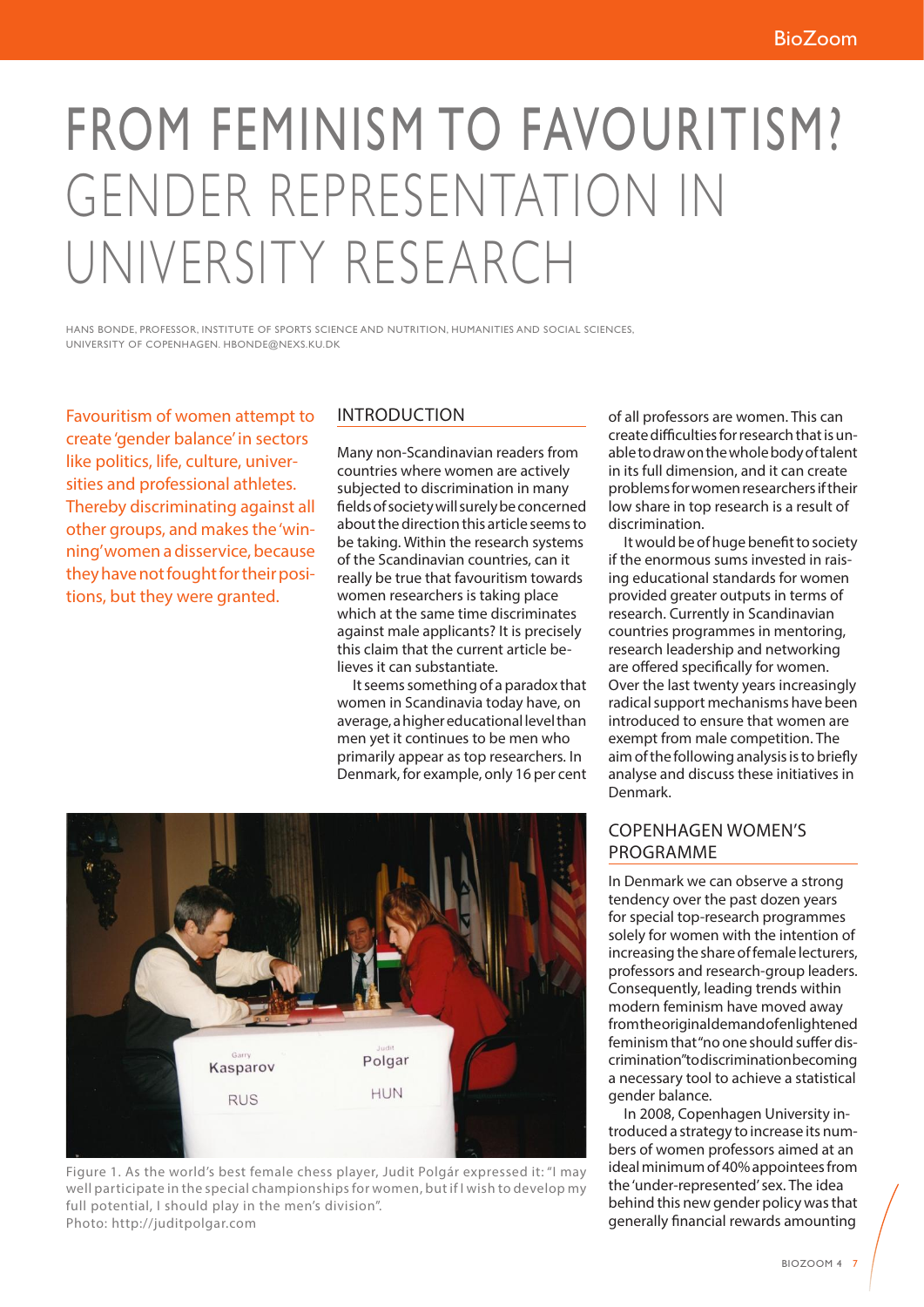# FROM FEMINISM TO FAVOURITISM? GENDER REPRESENTATION IN UNIVERSITY RESEARCH

HANS BONDE, PROFESSOR, INSTITUTE OF SPORTS SCIENCE AND NUTRITION, HUMANITIES AND SOCIAL SCIENCES, UNIVERSITY OF COPENHAGEN. HBONDE@NEXS.KU.DK

Favouritism of women attempt to create 'gender balance' in sectors like politics, life, culture, universities and professional athletes. Thereby discriminating against all other groups, and makes the 'winning' women a disservice, because they have not fought for their positions, but they were granted.

## INTRODUCTION

Many non-Scandinavian readers from countries where women are actively subjected to discrimination in many fields of society will surely be concerned about the direction this article seems to be taking. Within the research systems of the Scandinavian countries, can it really be true that favouritism towards women researchers is taking place which at the same time discriminates against male applicants? It is precisely this claim that the current article believes it can substantiate.

It seems something of a paradox that women in Scandinavia today have, on average, a higher educational level than men yet it continues to be men who primarily appear as top researchers. In Denmark, for example, only 16 per cent of all professors are women. This can create difficulties for research that is unable to draw on the whole body of talent in its full dimension, and it can create problems for women researchers if their low share in top research is a result of discrimination.

It would be of huge benefit to society if the enormous sums invested in raising educational standards for women provided greater outputs in terms of research. Currently in Scandinavian countries programmes in mentoring, research leadership and networking are offered specifically for women. Over the last twenty years increasingly radical support mechanisms have been introduced to ensure that women are exempt from male competition. The aim of the following analysis is to briefly analyse and discuss these initiatives in Denmark.

Figure 1. As the world's best female chess player, Judit Polgár expressed it: "I may well participate in the special championships for women, but if I wish to develop my full potential, I should play in the men's division".
Photo: http://juditpolgar.com

## COPENHAGEN WOMEN'S PROGRAMME

In Denmark we can observe a strong tendency over the past dozen years for special top-research programmes solely for women with the intention of increasing the share of female lecturers, professors and research-group leaders. Consequently, leading trends within modern feminism have moved away from the original demand of enlightened feminism that "no one should suffer discrimination" to discrimination becoming a necessary tool to achieve a statistical gender balance.

In 2008, Copenhagen University introduced a strategy to increase its numbers of women professors aimed at an ideal minimum of 40% appointees from the 'under-represented' sex. The idea behind this new gender policy was that generally financial rewards amounting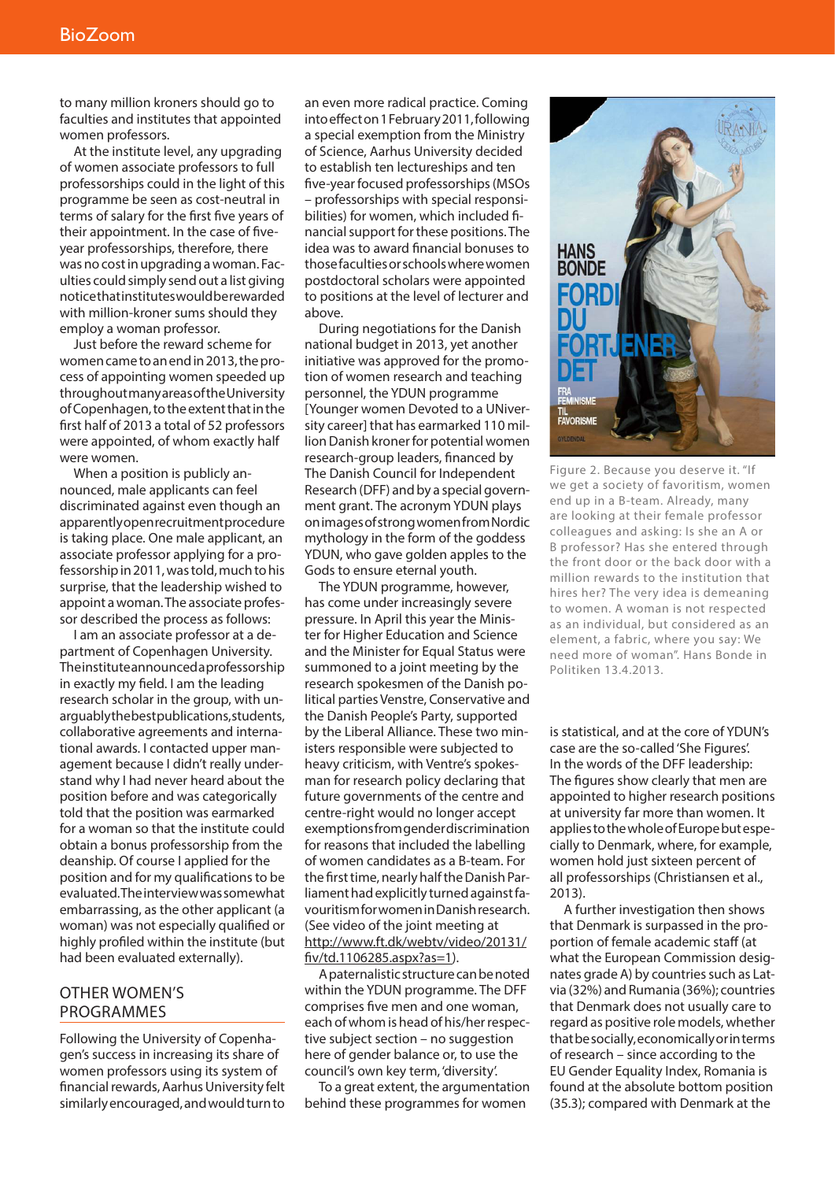to many million kroners should go to faculties and institutes that appointed women professors.

At the institute level, any upgrading of women associate professors to full professorships could in the light of this programme be seen as cost-neutral in terms of salary for the first five years of their appointment. In the case of five-year professorships, therefore, there was no cost in upgrading a woman. Faculties could simply send out a list giving notice that institutes would be rewarded with million-kroner sums should they employ a woman professor.

Just before the reward scheme for women came to an end in 2013, the process of appointing women speeded up throughout many areas of the University of Copenhagen, to the extent that in the first half of 2013 a total of 52 professors were appointed, of whom exactly half were women.

When a position is publicly announced, male applicants can feel discriminated against even though an apparently open recruitment procedure is taking place. One male applicant, an associate professor applying for a professorship in 2011, was told, much to his surprise, that the leadership wished to appoint a woman. The associate professor described the process as follows:

I am an associate professor at a department of Copenhagen University. The institute announced a professorship in exactly my field. I am the leading research scholar in the group, with unarguably the best publications, students, collaborative agreements and international awards. I contacted upper management because I didn't really understand why I had never heard about the position before and was categorically told that the position was earmarked for a woman so that the institute could obtain a bonus professorship from the deanship. Of course I applied for the position and for my qualifications to be evaluated. The interview was somewhat embarrassing, as the other applicant (a woman) was not especially qualified or highly profiled within the institute (but had been evaluated externally).

## OTHER WOMEN'S PROGRAMMES

Following the University of Copenhagen's success in increasing its share of women professors using its system of financial rewards, Aarhus University felt similarly encouraged, and would turn to an even more radical practice. Coming into effect on 1 February 2011, following a special exemption from the Ministry of Science, Aarhus University decided to establish ten lectureships and ten five-year focused professorships (MSOs – professorships with special responsibilities) for women, which included financial support for these positions. The idea was to award financial bonuses to those faculties or schools where women postdoctoral scholars were appointed to positions at the level of lecturer and above.

During negotiations for the Danish national budget in 2013, yet another initiative was approved for the promotion of women research and teaching personnel, the YDUN programme [Younger women Devoted to a UNIversity career] that has earmarked 110 million Danish kroner for potential women research-group leaders, financed by The Danish Council for Independent Research (DFF) and by a special government grant. The acronym YDUN plays on images of strong women from Nordic mythology in the form of the goddess YDUN, who gave golden apples to the Gods to ensure eternal youth.

The YDUN programme, however, has come under increasingly severe pressure. In April this year the Minister for Higher Education and Science and the Minister for Equal Status were summoned to a joint meeting by the research spokesmen of the Danish political parties Venstre, Conservative and the Danish People's Party, supported by the Liberal Alliance. These two ministers responsible were subjected to heavy criticism, with Ventre's spokesman for research policy declaring that future governments of the centre and centre-right would no longer accept exemptions from gender discrimination for reasons that included the labelling of women candidates as a B-team. For the first time, nearly half the Danish Parliament had explicitly turned against favouritism for women in Danish research. (See video of the joint meeting at http://www.ft.dk/webtv/video/20131/fiv/td.1106285.aspx?as=1).

A paternalistic structure can be noted within the YDUN programme. The DFF comprises five men and one woman, each of whom is head of his/her respective subject section – no suggestion here of gender balance or, to use the council's own key term, 'diversity'.

To a great extent, the argumentation behind these programmes for women is statistical, and at the core of YDUN's case are the so-called 'She Figures'. In the words of the DFF leadership: The figures show clearly that men are appointed to higher research positions at university far more than women. It applies to the whole of Europe but especially to Denmark, where, for example, women hold just sixteen percent of all professorships (Christiansen et al., 2013).

A further investigation then shows that Denmark is surpassed in the proportion of female academic staff (at what the European Commission designates grade A) by countries such as Latvia (32%) and Rumania (36%); countries that Denmark does not usually care to regard as positive role models, whether that be socially, economically or in terms of research – since according to the EU Gender Equality Index, Romania is found at the absolute bottom position (35.3); compared with Denmark at the

Figure 2. Because you deserve it. "If we get a society of favoritism, women end up in a B-team. Already, many are looking at their female professor colleagues and asking: Is she an A or B professor? Has she entered through the front door or the back door with a million rewards to the institution that hires her? The very idea is demeaning to women. A woman is not respected as an individual, but considered as an element, a fabric, where you say: We need more of woman". Hans Bonde in Politiken 13.4.2013.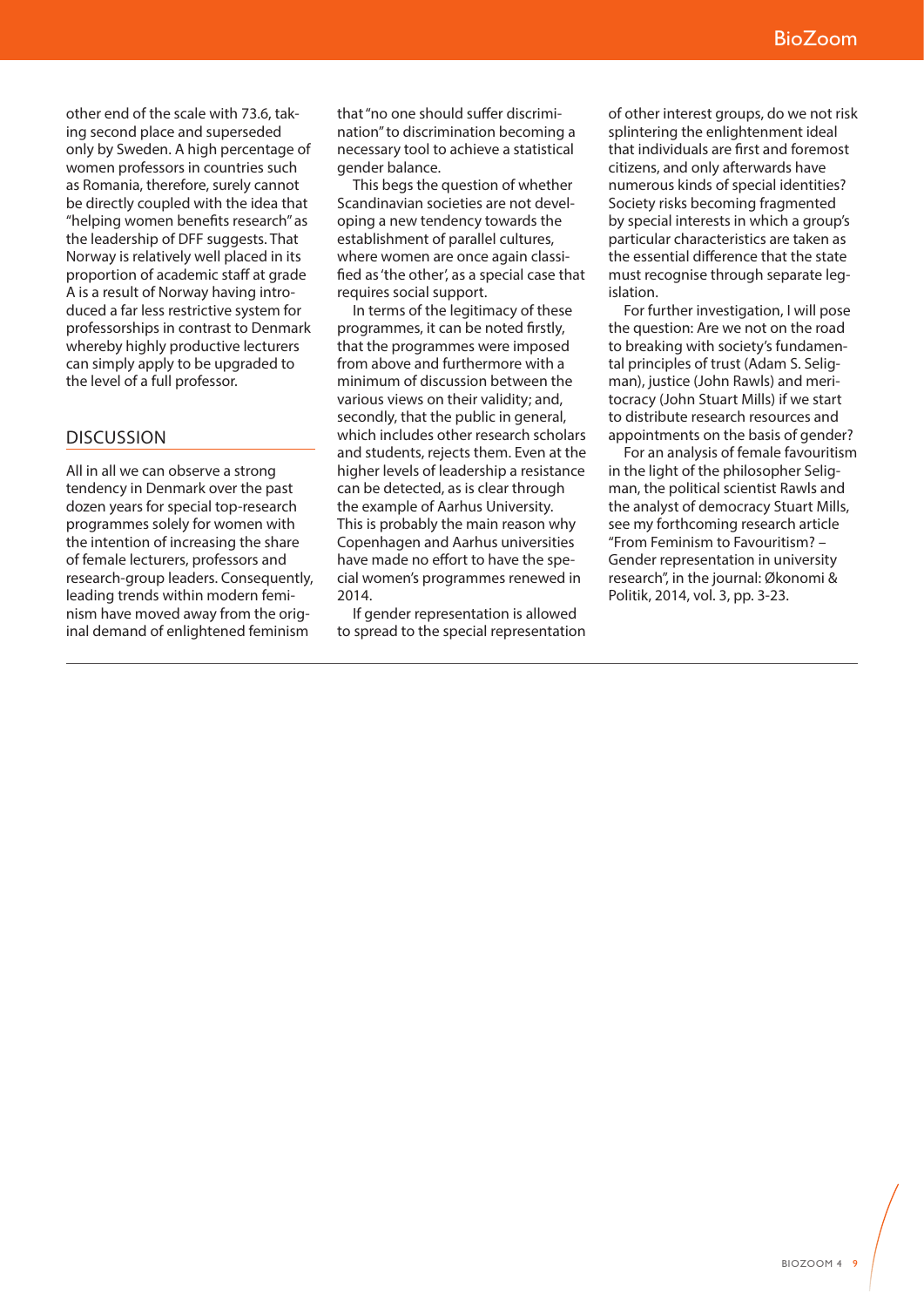other end of the scale with 73.6, taking second place and superseded only by Sweden. A high percentage of women professors in countries such as Romania, therefore, surely cannot be directly coupled with the idea that "helping women benefits research" as the leadership of DFF suggests. That Norway is relatively well placed in its proportion of academic staff at grade A is a result of Norway having introduced a far less restrictive system for professorships in contrast to Denmark whereby highly productive lecturers can simply apply to be upgraded to the level of a full professor.

## DISCUSSION

All in all we can observe a strong tendency in Denmark over the past dozen years for special top-research programmes solely for women with the intention of increasing the share of female lecturers, professors and research-group leaders. Consequently, leading trends within modern feminism have moved away from the original demand of enlightened feminism that "no one should suffer discrimination" to discrimination becoming a necessary tool to achieve a statistical gender balance.

This begs the question of whether Scandinavian societies are not developing a new tendency towards the establishment of parallel cultures, where women are once again classified as 'the other', as a special case that requires social support.

In terms of the legitimacy of these programmes, it can be noted firstly, that the programmes were imposed from above and furthermore with a minimum of discussion between the various views on their validity; and, secondly, that the public in general, which includes other research scholars and students, rejects them. Even at the higher levels of leadership a resistance can be detected, as is clear through the example of Aarhus University. This is probably the main reason why Copenhagen and Aarhus universities have made no effort to have the special women's programmes renewed in 2014.

If gender representation is allowed to spread to the special representation of other interest groups, do we not risk splintering the enlightenment ideal that individuals are first and foremost citizens, and only afterwards have numerous kinds of special identities? Society risks becoming fragmented by special interests in which a group's particular characteristics are taken as the essential difference that the state must recognise through separate legislation.

For further investigation, I will pose the question: Are we not on the road to breaking with society's fundamental principles of trust (Adam S. Seligman), justice (John Rawls) and meritocracy (John Stuart Mills) if we start to distribute research resources and appointments on the basis of gender?

For an analysis of female favouritism in the light of the philosopher Seligman, the political scientist Rawls and the analyst of democracy Stuart Mills, see my forthcoming research article "From Feminism to Favouritism? – Gender representation in university research", in the journal: Økonomi & Politik, 2014, vol. 3, pp. 3-23.